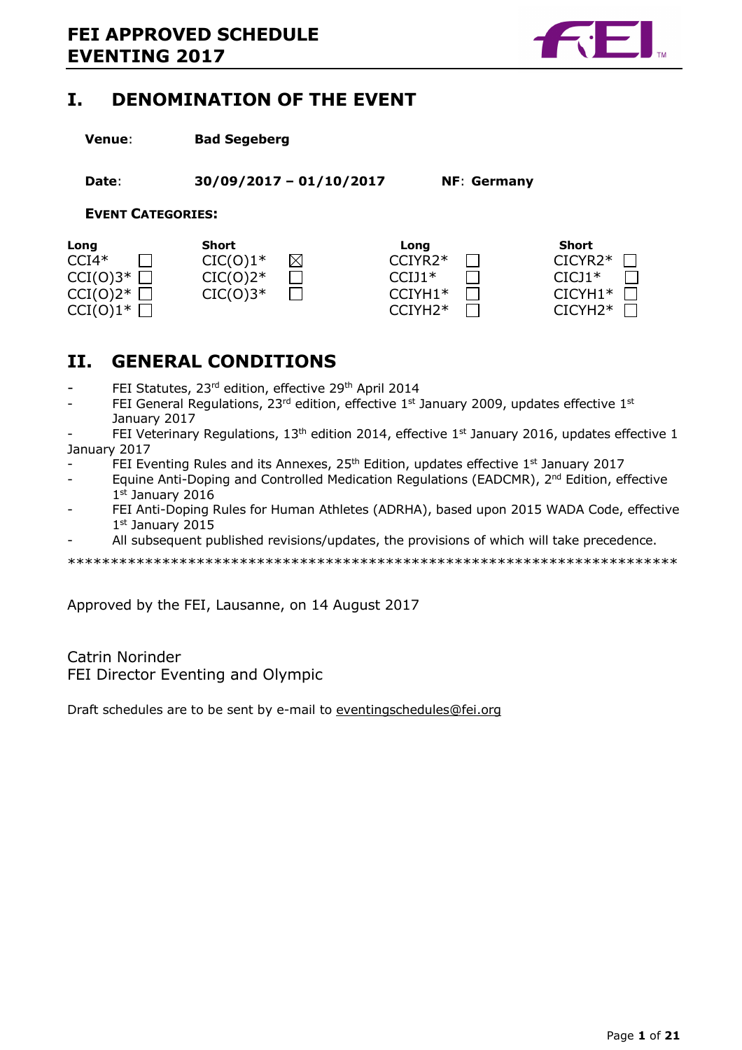# I. DENOMINATION OF THE EVENT

**Venue**: **Bad Segeberg**

**Date**: **30/09/2017 – 01/10/2017** **NF**: **Germany**

**EVENT CATEGORIES:**

| Long | | Short | | Long | | Short | |
|---|---|---|---|---|---|---|---|
| CCI4* | ☐ | CIC(O)1* | ☒ | CCIYR2* | ☐ | CICYR2* | ☐ |
| CCI(O)3* | ☐ | CIC(O)2* | ☐ | CCIJ1* | ☐ | CICJ1* | ☐ |
| CCI(O)2* | ☐ | CIC(O)3* | ☐ | CCIYH1* | ☐ | CICYH1* | ☐ |
| CCI(O)1* | ☐ | | | CCIYH2* | ☐ | CICYH2* | ☐ |

# II. GENERAL CONDITIONS

- FEI Statutes, 23rd edition, effective 29th April 2014
- FEI General Regulations, 23rd edition, effective 1st January 2009, updates effective 1st January 2017
- FEI Veterinary Regulations, 13th edition 2014, effective 1st January 2016, updates effective 1 January 2017
- FEI Eventing Rules and its Annexes, 25th Edition, updates effective 1st January 2017
- Equine Anti-Doping and Controlled Medication Regulations (EADCMR), 2nd Edition, effective 1st January 2016
- FEI Anti-Doping Rules for Human Athletes (ADRHA), based upon 2015 WADA Code, effective 1st January 2015
- All subsequent published revisions/updates, the provisions of which will take precedence.

************************************************************************

Approved by the FEI, Lausanne, on 14 August 2017

Catrin Norinder
FEI Director Eventing and Olympic

Draft schedules are to be sent by e-mail to eventingschedules@fei.org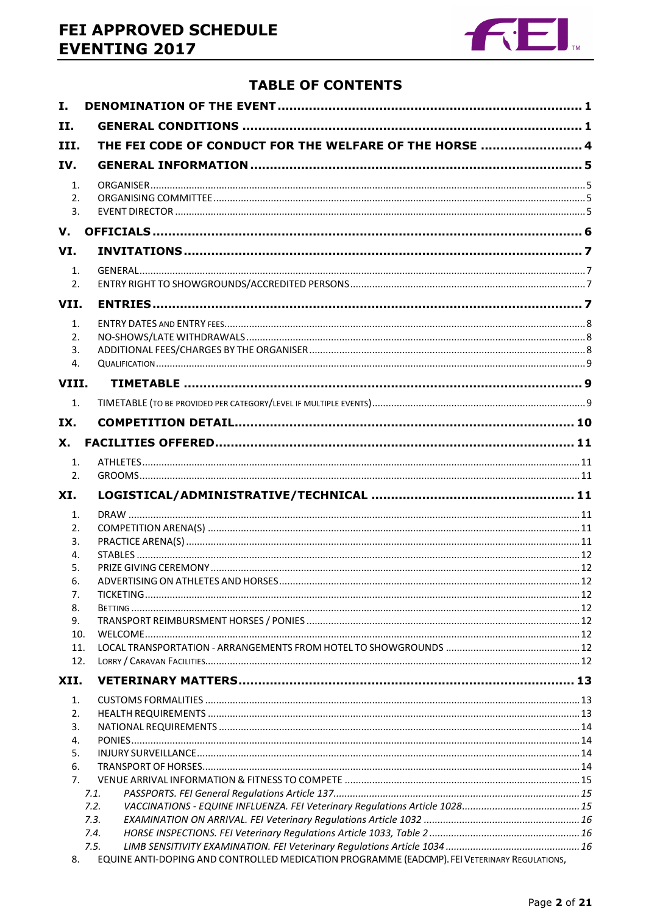# TABLE OF CONTENTS

**I. DENOMINATION OF THE EVENT ..... 1**

**II. GENERAL CONDITIONS ..... 1**

**III. THE FEI CODE OF CONDUCT FOR THE WELFARE OF THE HORSE ..... 4**

**IV. GENERAL INFORMATION ..... 5**

1. ORGANISER ..... 5
2. ORGANISING COMMITTEE ..... 5
3. EVENT DIRECTOR ..... 5

**V. OFFICIALS ..... 6**

**VI. INVITATIONS ..... 7**

1. GENERAL ..... 7
2. ENTRY RIGHT TO SHOWGROUNDS/ACCREDITED PERSONS ..... 7

**VII. ENTRIES ..... 7**

1. ENTRY DATES AND ENTRY FEES ..... 8
2. NO-SHOWS/LATE WITHDRAWALS ..... 8
3. ADDITIONAL FEES/CHARGES BY THE ORGANISER ..... 8
4. QUALIFICATION ..... 9

**VIII. TIMETABLE ..... 9**

1. TIMETABLE (TO BE PROVIDED PER CATEGORY/LEVEL IF MULTIPLE EVENTS) ..... 9

**IX. COMPETITION DETAIL ..... 10**

**X. FACILITIES OFFERED ..... 11**

1. ATHLETES ..... 11
2. GROOMS ..... 11

**XI. LOGISTICAL/ADMINISTRATIVE/TECHNICAL ..... 11**

1. DRAW ..... 11
2. COMPETITION ARENA(S) ..... 11
3. PRACTICE ARENA(S) ..... 11
4. STABLES ..... 12
5. PRIZE GIVING CEREMONY ..... 12
6. ADVERTISING ON ATHLETES AND HORSES ..... 12
7. TICKETING ..... 12
8. BETTING ..... 12
9. TRANSPORT REIMBURSMENT HORSES / PONIES ..... 12
10. WELCOME ..... 12
11. LOCAL TRANSPORTATION - ARRANGEMENTS FROM HOTEL TO SHOWGROUNDS ..... 12
12. LORRY / CARAVAN FACILITIES ..... 12

**XII. VETERINARY MATTERS ..... 13**

1. CUSTOMS FORMALITIES ..... 13
2. HEALTH REQUIREMENTS ..... 13
3. NATIONAL REQUIREMENTS ..... 14
4. PONIES ..... 14
5. INJURY SURVEILLANCE ..... 14
6. TRANSPORT OF HORSES ..... 14
7. VENUE ARRIVAL INFORMATION & FITNESS TO COMPETE ..... 15
   - *7.1. PASSPORTS. FEI General Regulations Article 137 ..... 15*
   - *7.2. VACCINATIONS - EQUINE INFLUENZA. FEI Veterinary Regulations Article 1028 ..... 15*
   - *7.3. EXAMINATION ON ARRIVAL. FEI Veterinary Regulations Article 1032 ..... 16*
   - *7.4. HORSE INSPECTIONS. FEI Veterinary Regulations Article 1033, Table 2 ..... 16*
   - *7.5. LIMB SENSITIVITY EXAMINATION. FEI Veterinary Regulations Article 1034 ..... 16*
8. EQUINE ANTI-DOPING AND CONTROLLED MEDICATION PROGRAMME (EADCMP). FEI VETERINARY REGULATIONS,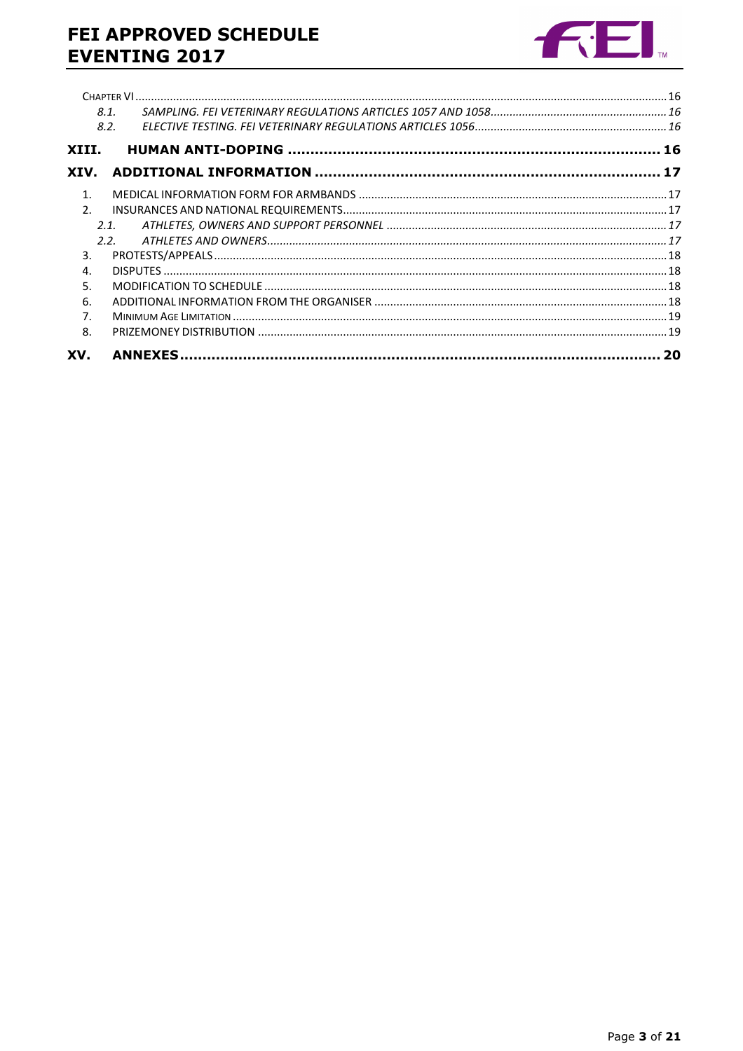CHAPTER VI ..... 16

8.1. *SAMPLING. FEI VETERINARY REGULATIONS ARTICLES 1057 AND 1058* ..... 16

8.2. *ELECTIVE TESTING. FEI VETERINARY REGULATIONS ARTICLES 1056* ..... 16

**XIII. HUMAN ANTI-DOPING ..... 16**

**XIV. ADDITIONAL INFORMATION ..... 17**

1. MEDICAL INFORMATION FORM FOR ARMBANDS ..... 17
2. INSURANCES AND NATIONAL REQUIREMENTS ..... 17
   - 2.1. *ATHLETES, OWNERS AND SUPPORT PERSONNEL* ..... 17
   - 2.2. *ATHLETES AND OWNERS* ..... 17
3. PROTESTS/APPEALS ..... 18
4. DISPUTES ..... 18
5. MODIFICATION TO SCHEDULE ..... 18
6. ADDITIONAL INFORMATION FROM THE ORGANISER ..... 18
7. MINIMUM AGE LIMITATION ..... 19
8. PRIZEMONEY DISTRIBUTION ..... 19

**XV. ANNEXES ..... 20**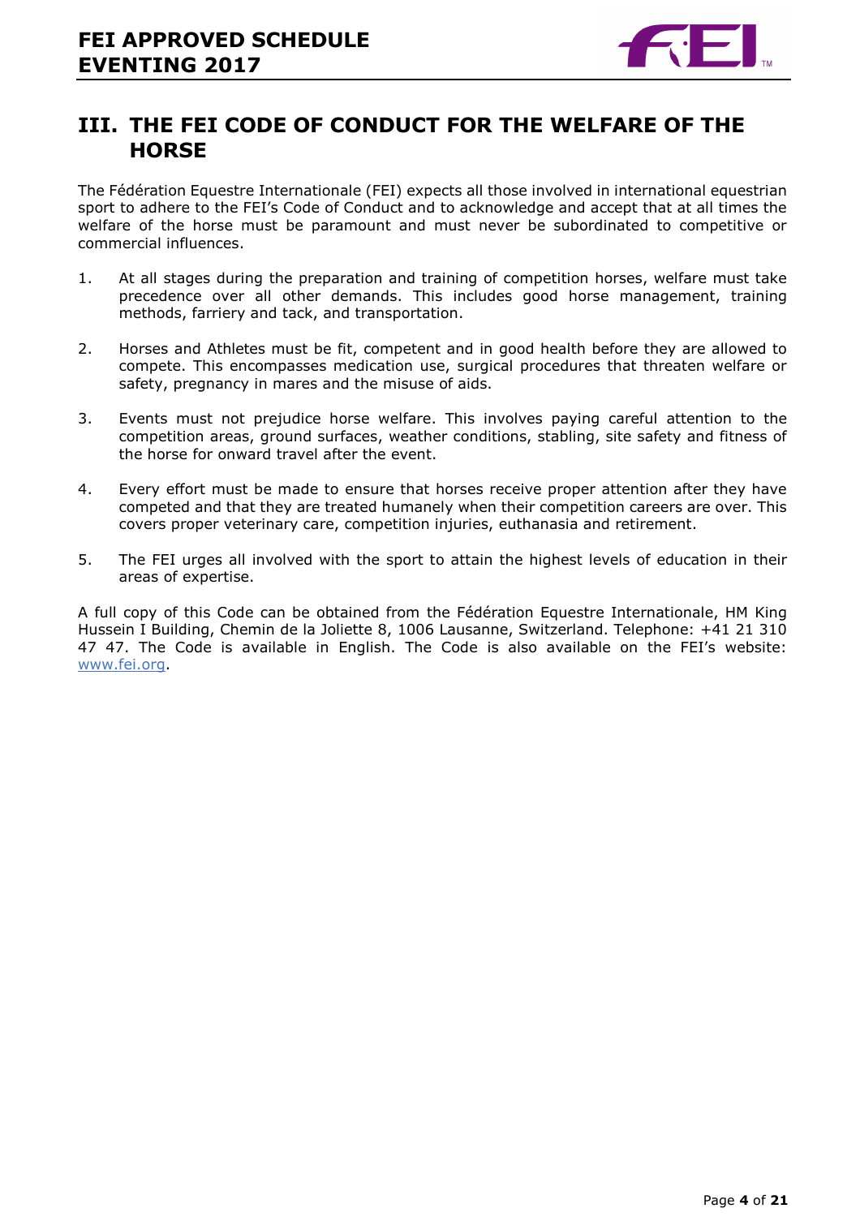# III. THE FEI CODE OF CONDUCT FOR THE WELFARE OF THE HORSE

The Fédération Equestre Internationale (FEI) expects all those involved in international equestrian sport to adhere to the FEI's Code of Conduct and to acknowledge and accept that at all times the welfare of the horse must be paramount and must never be subordinated to competitive or commercial influences.

1. At all stages during the preparation and training of competition horses, welfare must take precedence over all other demands. This includes good horse management, training methods, farriery and tack, and transportation.

2. Horses and Athletes must be fit, competent and in good health before they are allowed to compete. This encompasses medication use, surgical procedures that threaten welfare or safety, pregnancy in mares and the misuse of aids.

3. Events must not prejudice horse welfare. This involves paying careful attention to the competition areas, ground surfaces, weather conditions, stabling, site safety and fitness of the horse for onward travel after the event.

4. Every effort must be made to ensure that horses receive proper attention after they have competed and that they are treated humanely when their competition careers are over. This covers proper veterinary care, competition injuries, euthanasia and retirement.

5. The FEI urges all involved with the sport to attain the highest levels of education in their areas of expertise.

A full copy of this Code can be obtained from the Fédération Equestre Internationale, HM King Hussein I Building, Chemin de la Joliette 8, 1006 Lausanne, Switzerland. Telephone: +41 21 310 47 47. The Code is available in English. The Code is also available on the FEI's website: [www.fei.org](http://www.fei.org).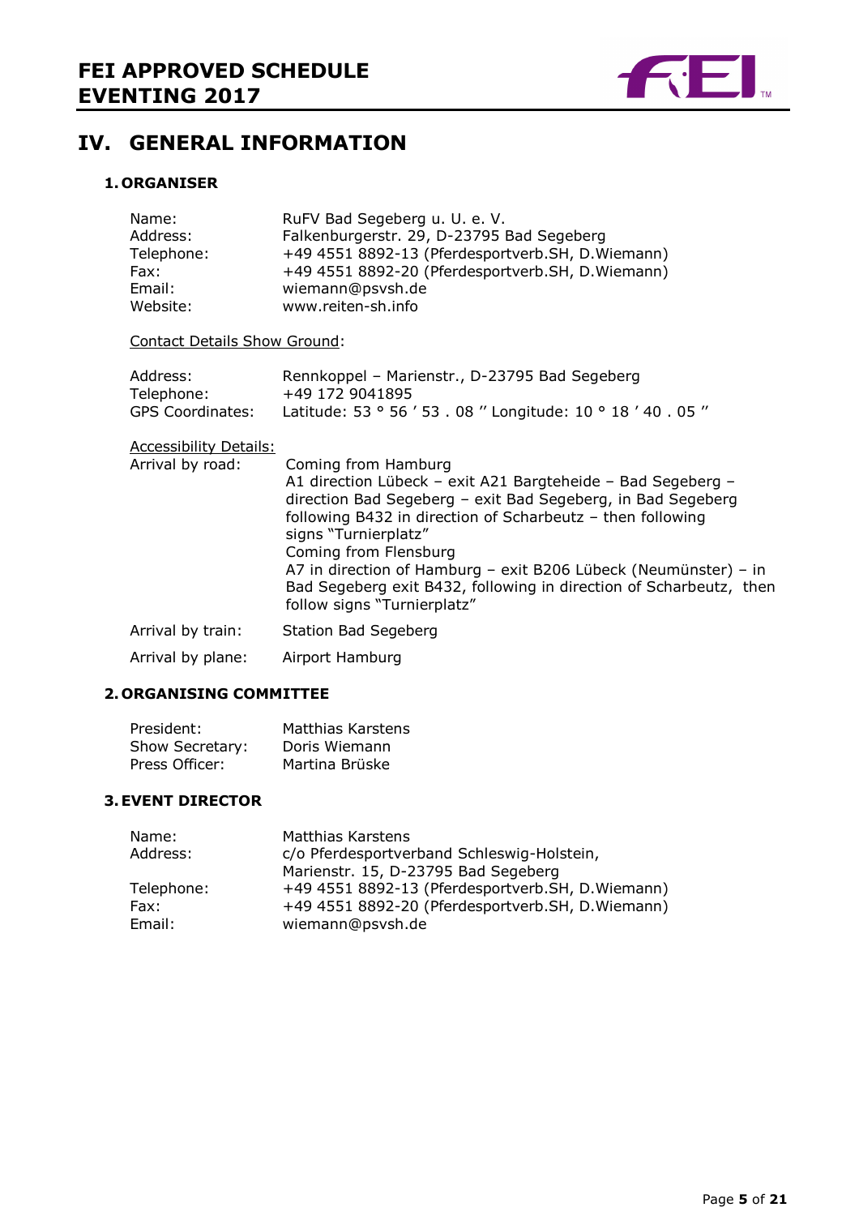# IV. GENERAL INFORMATION

## 1. ORGANISER

| | |
|---|---|
| Name: | RuFV Bad Segeberg u. U. e. V. |
| Address: | Falkenburgerstr. 29, D-23795 Bad Segeberg |
| Telephone: | +49 4551 8892-13 (Pferdesportverb.SH, D.Wiemann) |
| Fax: | +49 4551 8892-20 (Pferdesportverb.SH, D.Wiemann) |
| Email: | wiemann@psvsh.de |
| Website: | www.reiten-sh.info |

Contact Details Show Ground:

| | |
|---|---|
| Address: | Rennkoppel – Marienstr., D-23795 Bad Segeberg |
| Telephone: | +49 172 9041895 |
| GPS Coordinates: | Latitude: 53 ° 56 ′ 53 . 08 ″ Longitude: 10 ° 18 ′ 40 . 05 ″ |

Accessibility Details:

| | |
|---|---|
| Arrival by road: | Coming from Hamburg<br>A1 direction Lübeck – exit A21 Bargteheide – Bad Segeberg – direction Bad Segeberg – exit Bad Segeberg, in Bad Segeberg following B432 in direction of Scharbeutz – then following signs "Turnierplatz"<br>Coming from Flensburg<br>A7 in direction of Hamburg – exit B206 Lübeck (Neumünster) – in Bad Segeberg exit B432, following in direction of Scharbeutz, then follow signs "Turnierplatz" |
| Arrival by train: | Station Bad Segeberg |
| Arrival by plane: | Airport Hamburg |

## 2. ORGANISING COMMITTEE

| | |
|---|---|
| President: | Matthias Karstens |
| Show Secretary: | Doris Wiemann |
| Press Officer: | Martina Brüske |

## 3. EVENT DIRECTOR

| | |
|---|---|
| Name: | Matthias Karstens |
| Address: | c/o Pferdesportverband Schleswig-Holstein,<br>Marienstr. 15, D-23795 Bad Segeberg |
| Telephone: | +49 4551 8892-13 (Pferdesportverb.SH, D.Wiemann) |
| Fax: | +49 4551 8892-20 (Pferdesportverb.SH, D.Wiemann) |
| Email: | wiemann@psvsh.de |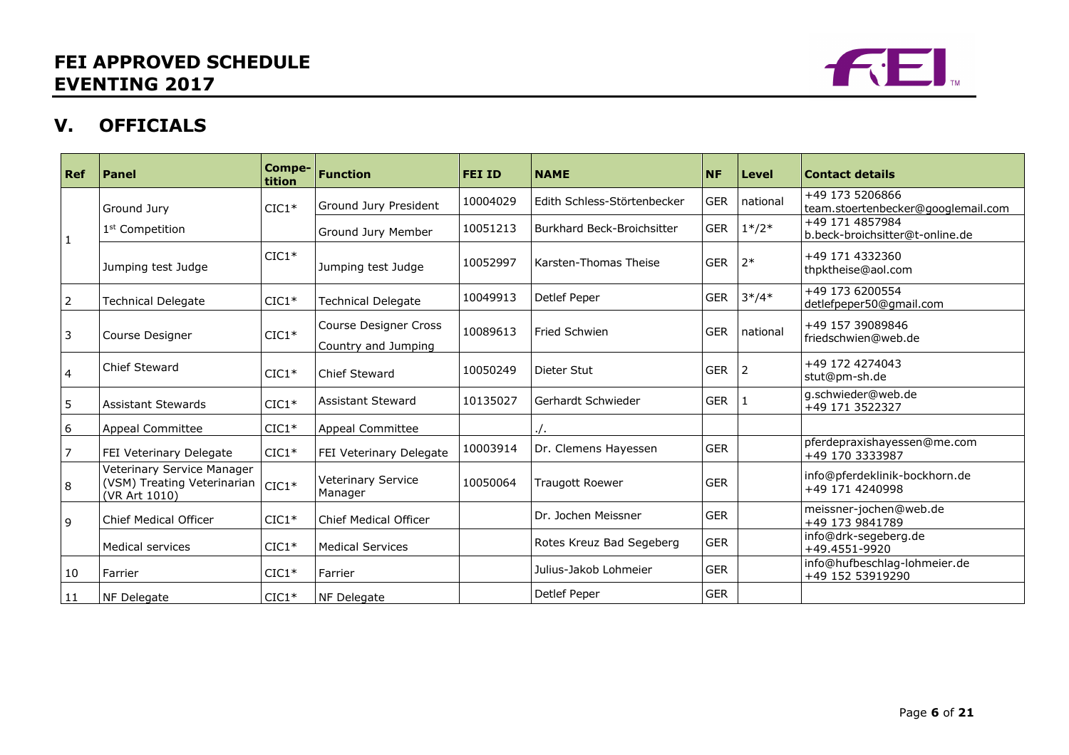## V. OFFICIALS

| Ref | Panel | Compe-tition | Function | FEI ID | NAME | NF | Level | Contact details |
|---|---|---|---|---|---|---|---|---|
| 1 | Ground Jury | CIC1* | Ground Jury President | 10004029 | Edith Schless-Störtenbecker | GER | national | +49 173 5206866 team.stoertenbecker@googlemail.com |
| | 1st Competition | | Ground Jury Member | 10051213 | Burkhard Beck-Broichsitter | GER | 1*/2* | +49 171 4857984 b.beck-broichsitter@t-online.de |
| | Jumping test Judge | CIC1* | Jumping test Judge | 10052997 | Karsten-Thomas Theise | GER | 2* | +49 171 4332360 thpktheise@aol.com |
| 2 | Technical Delegate | CIC1* | Technical Delegate | 10049913 | Detlef Peper | GER | 3*/4* | +49 173 6200554 detlefpeper50@gmail.com |
| 3 | Course Designer | CIC1* | Course Designer Cross Country and Jumping | 10089613 | Fried Schwien | GER | national | +49 157 39089846 friedschwien@web.de |
| 4 | Chief Steward | CIC1* | Chief Steward | 10050249 | Dieter Stut | GER | 2 | +49 172 4274043 stut@pm-sh.de |
| 5 | Assistant Stewards | CIC1* | Assistant Steward | 10135027 | Gerhardt Schwieder | GER | 1 | g.schwieder@web.de +49 171 3522327 |
| 6 | Appeal Committee | CIC1* | Appeal Committee | | ./. | | | |
| 7 | FEI Veterinary Delegate | CIC1* | FEI Veterinary Delegate | 10003914 | Dr. Clemens Hayessen | GER | | pferdepraxishayessen@me.com +49 170 3333987 |
| 8 | Veterinary Service Manager (VSM) Treating Veterinarian (VR Art 1010) | CIC1* | Veterinary Service Manager | 10050064 | Traugott Roewer | GER | | info@pferdeklinik-bockhorn.de +49 171 4240998 |
| 9 | Chief Medical Officer | CIC1* | Chief Medical Officer | | Dr. Jochen Meissner | GER | | meissner-jochen@web.de +49 173 9841789 |
| | Medical services | CIC1* | Medical Services | | Rotes Kreuz Bad Segeberg | GER | | info@drk-segeberg.de +49.4551-9920 |
| 10 | Farrier | CIC1* | Farrier | | Julius-Jakob Lohmeier | GER | | info@hufbeschlag-lohmeier.de +49 152 53919290 |
| 11 | NF Delegate | CIC1* | NF Delegate | | Detlef Peper | GER | | |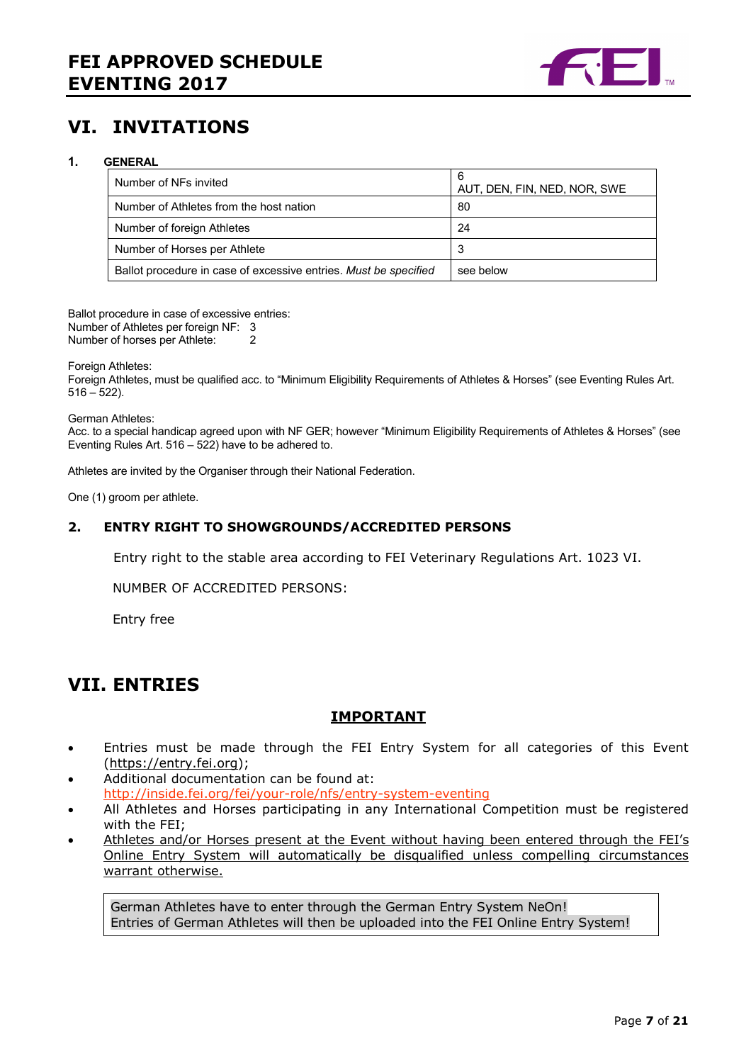# VI. INVITATIONS

## 1. GENERAL

| Number of NFs invited | 6<br>AUT, DEN, FIN, NED, NOR, SWE |
|---|---|
| Number of Athletes from the host nation | 80 |
| Number of foreign Athletes | 24 |
| Number of Horses per Athlete | 3 |
| Ballot procedure in case of excessive entries. *Must be specified* | see below |

Ballot procedure in case of excessive entries:
Number of Athletes per foreign NF: 3
Number of horses per Athlete: 2

Foreign Athletes:
Foreign Athletes, must be qualified acc. to "Minimum Eligibility Requirements of Athletes & Horses" (see Eventing Rules Art. 516 – 522).

German Athletes:
Acc. to a special handicap agreed upon with NF GER; however "Minimum Eligibility Requirements of Athletes & Horses" (see Eventing Rules Art. 516 – 522) have to be adhered to.

Athletes are invited by the Organiser through their National Federation.

One (1) groom per athlete.

## 2. ENTRY RIGHT TO SHOWGROUNDS/ACCREDITED PERSONS

Entry right to the stable area according to FEI Veterinary Regulations Art. 1023 VI.

NUMBER OF ACCREDITED PERSONS:

Entry free

# VII. ENTRIES

**IMPORTANT**

- Entries must be made through the FEI Entry System for all categories of this Event (https://entry.fei.org);
- Additional documentation can be found at: http://inside.fei.org/fei/your-role/nfs/entry-system-eventing
- All Athletes and Horses participating in any International Competition must be registered with the FEI;
- Athletes and/or Horses present at the Event without having been entered through the FEI's Online Entry System will automatically be disqualified unless compelling circumstances warrant otherwise.

German Athletes have to enter through the German Entry System NeOn!
Entries of German Athletes will then be uploaded into the FEI Online Entry System!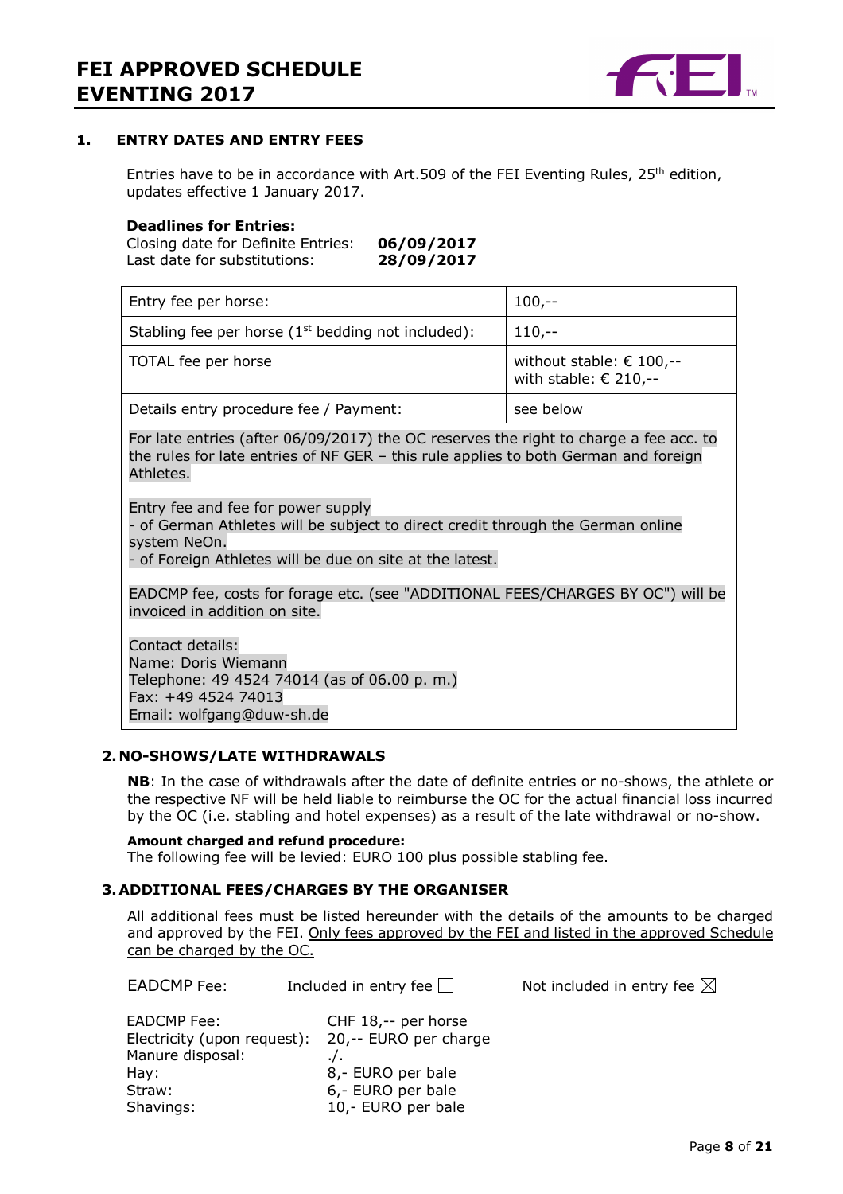## 1. ENTRY DATES AND ENTRY FEES

Entries have to be in accordance with Art.509 of the FEI Eventing Rules, 25th edition, updates effective 1 January 2017.

**Deadlines for Entries:**
Closing date for Definite Entries: **06/09/2017**
Last date for substitutions: **28/09/2017**

| | |
|---|---|
| Entry fee per horse: | 100,-- |
| Stabling fee per horse (1st bedding not included): | 110,-- |
| TOTAL fee per horse | without stable: € 100,--<br>with stable: € 210,-- |
| Details entry procedure fee / Payment: | see below |

For late entries (after 06/09/2017) the OC reserves the right to charge a fee acc. to the rules for late entries of NF GER – this rule applies to both German and foreign Athletes.

Entry fee and fee for power supply
- of German Athletes will be subject to direct credit through the German online system NeOn.
- of Foreign Athletes will be due on site at the latest.

EADCMP fee, costs for forage etc. (see "ADDITIONAL FEES/CHARGES BY OC") will be invoiced in addition on site.

Contact details:
Name: Doris Wiemann
Telephone: 49 4524 74014 (as of 06.00 p. m.)
Fax: +49 4524 74013
Email: wolfgang@duw-sh.de

## 2. NO-SHOWS/LATE WITHDRAWALS

**NB**: In the case of withdrawals after the date of definite entries or no-shows, the athlete or the respective NF will be held liable to reimburse the OC for the actual financial loss incurred by the OC (i.e. stabling and hotel expenses) as a result of the late withdrawal or no-show.

**Amount charged and refund procedure:**
The following fee will be levied: EURO 100 plus possible stabling fee.

## 3. ADDITIONAL FEES/CHARGES BY THE ORGANISER

All additional fees must be listed hereunder with the details of the amounts to be charged and approved by the FEI. Only fees approved by the FEI and listed in the approved Schedule can be charged by the OC.

EADCMP Fee: Included in entry fee ☐ Not included in entry fee ☒

| | |
|---|---|
| EADCMP Fee: | CHF 18,-- per horse |
| Electricity (upon request): | 20,-- EURO per charge |
| Manure disposal: | ./. |
| Hay: | 8,- EURO per bale |
| Straw: | 6,- EURO per bale |
| Shavings: | 10,- EURO per bale |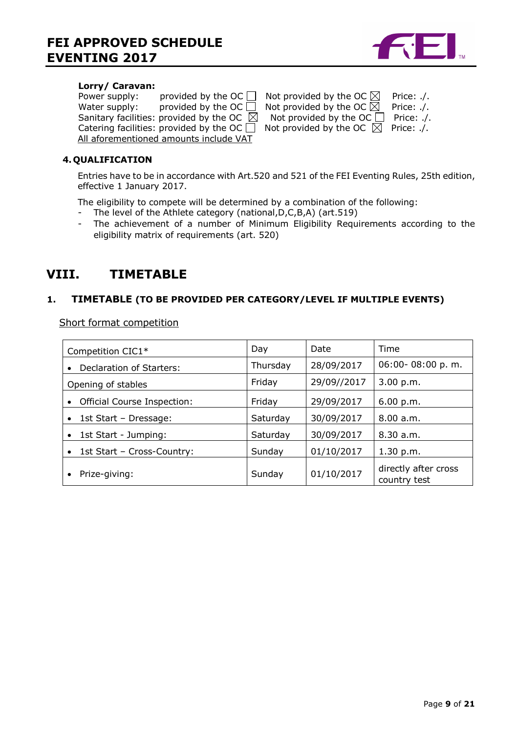**Lorry/ Caravan:**

Power supply: provided by the OC ☐ Not provided by the OC ☒ Price: ./.
Water supply: provided by the OC ☐ Not provided by the OC ☒ Price: ./.
Sanitary facilities: provided by the OC ☒ Not provided by the OC ☐ Price: ./.
Catering facilities: provided by the OC ☐ Not provided by the OC ☒ Price: ./.
All aforementioned amounts include VAT

### 4. QUALIFICATION

Entries have to be in accordance with Art.520 and 521 of the FEI Eventing Rules, 25th edition, effective 1 January 2017.

The eligibility to compete will be determined by a combination of the following:

- The level of the Athlete category (national,D,C,B,A) (art.519)
- The achievement of a number of Minimum Eligibility Requirements according to the eligibility matrix of requirements (art. 520)

## VIII. TIMETABLE

### 1. TIMETABLE (TO BE PROVIDED PER CATEGORY/LEVEL IF MULTIPLE EVENTS)

Short format competition

| Competition CIC1* | Day | Date | Time |
|---|---|---|---|
| • Declaration of Starters: | Thursday | 28/09/2017 | 06:00- 08:00 p. m. |
| Opening of stables | Friday | 29/09//2017 | 3.00 p.m. |
| • Official Course Inspection: | Friday | 29/09/2017 | 6.00 p.m. |
| • 1st Start – Dressage: | Saturday | 30/09/2017 | 8.00 a.m. |
| • 1st Start - Jumping: | Saturday | 30/09/2017 | 8.30 a.m. |
| • 1st Start – Cross-Country: | Sunday | 01/10/2017 | 1.30 p.m. |
| • Prize-giving: | Sunday | 01/10/2017 | directly after cross country test |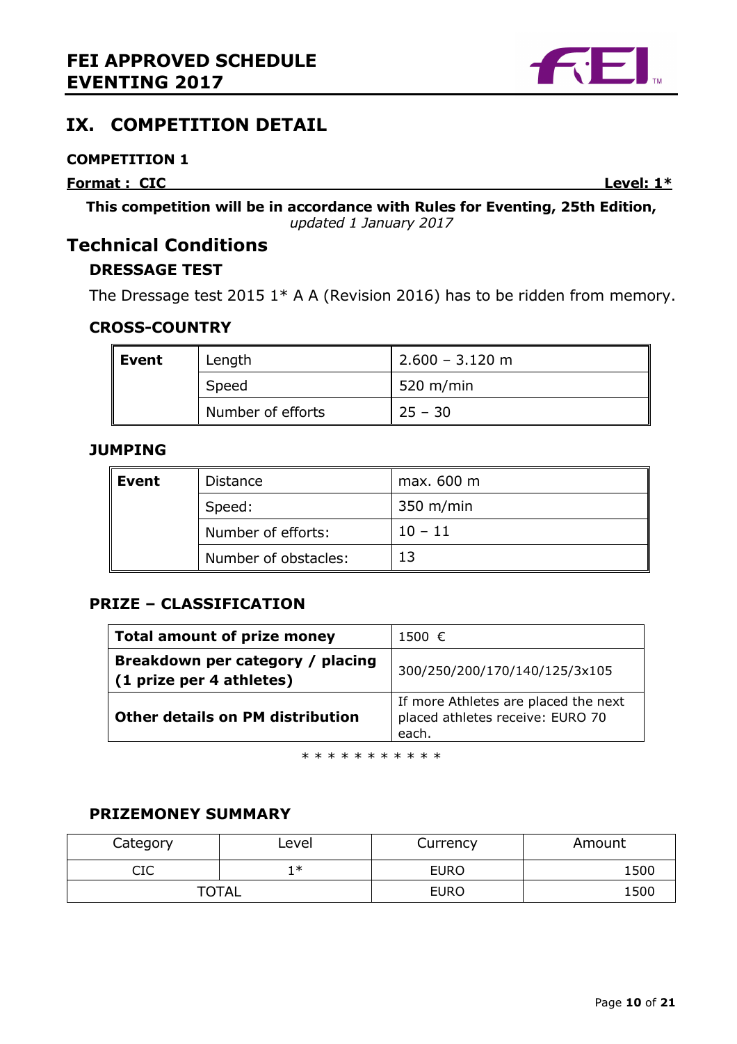## IX. COMPETITION DETAIL

**COMPETITION 1**

**Format : CIC** **Level: 1***

**This competition will be in accordance with Rules for Eventing, 25th Edition,** *updated 1 January 2017*

## Technical Conditions

### DRESSAGE TEST

The Dressage test 2015 1* A A (Revision 2016) has to be ridden from memory.

### CROSS-COUNTRY

| Event | | |
|---|---|---|
| | Length | 2.600 – 3.120 m |
| | Speed | 520 m/min |
| | Number of efforts | 25 – 30 |

### JUMPING

| Event | | |
|---|---|---|
| | Distance | max. 600 m |
| | Speed: | 350 m/min |
| | Number of efforts: | 10 – 11 |
| | Number of obstacles: | 13 |

### PRIZE – CLASSIFICATION

| | |
|---|---|
| **Total amount of prize money** | 1500 € |
| **Breakdown per category / placing (1 prize per 4 athletes)** | 300/250/200/170/140/125/3x105 |
| **Other details on PM distribution** | If more Athletes are placed the next placed athletes receive: EURO 70 each. |

* * * * * * * * * * *

### PRIZEMONEY SUMMARY

| Category | Level | Currency | Amount |
|---|---|---|---|
| CIC | 1* | EURO | 1500 |
| TOTAL | | EURO | 1500 |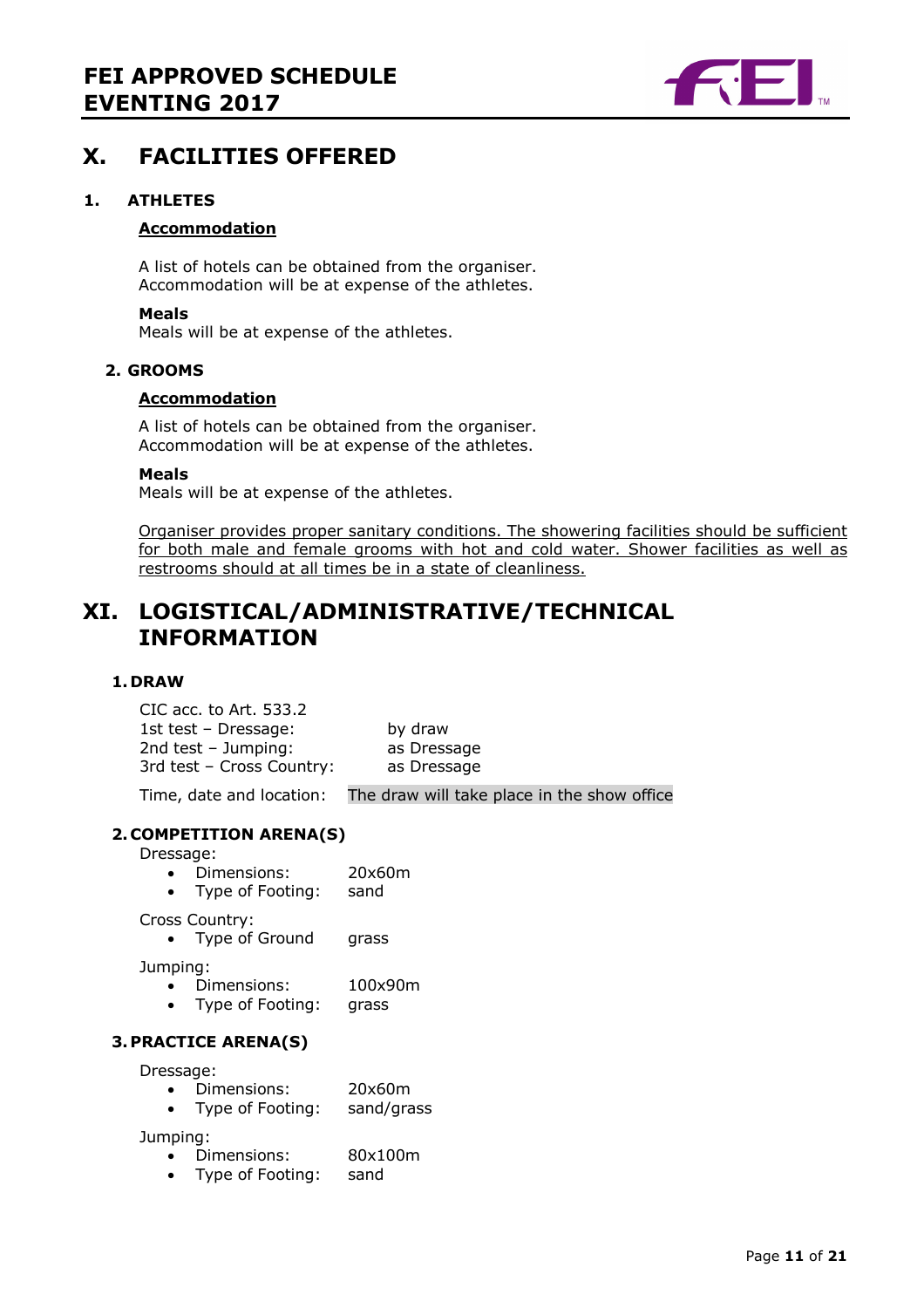# X. FACILITIES OFFERED

### 1. ATHLETES

**Accommodation**

A list of hotels can be obtained from the organiser.
Accommodation will be at expense of the athletes.

**Meals**
Meals will be at expense of the athletes.

### 2. GROOMS

**Accommodation**

A list of hotels can be obtained from the organiser.
Accommodation will be at expense of the athletes.

**Meals**
Meals will be at expense of the athletes.

Organiser provides proper sanitary conditions. The showering facilities should be sufficient for both male and female grooms with hot and cold water. Shower facilities as well as restrooms should at all times be in a state of cleanliness.

# XI. LOGISTICAL/ADMINISTRATIVE/TECHNICAL INFORMATION

### 1. DRAW

CIC acc. to Art. 533.2

| | |
|---|---|
| 1st test – Dressage: | by draw |
| 2nd test – Jumping: | as Dressage |
| 3rd test – Cross Country: | as Dressage |

Time, date and location: The draw will take place in the show office

### 2. COMPETITION ARENA(S)

Dressage:

- Dimensions: 20x60m
- Type of Footing: sand

Cross Country:

- Type of Ground grass

Jumping:

- Dimensions: 100x90m
- Type of Footing: grass

### 3. PRACTICE ARENA(S)

Dressage:

- Dimensions: 20x60m
- Type of Footing: sand/grass

Jumping:

- Dimensions: 80x100m
- Type of Footing: sand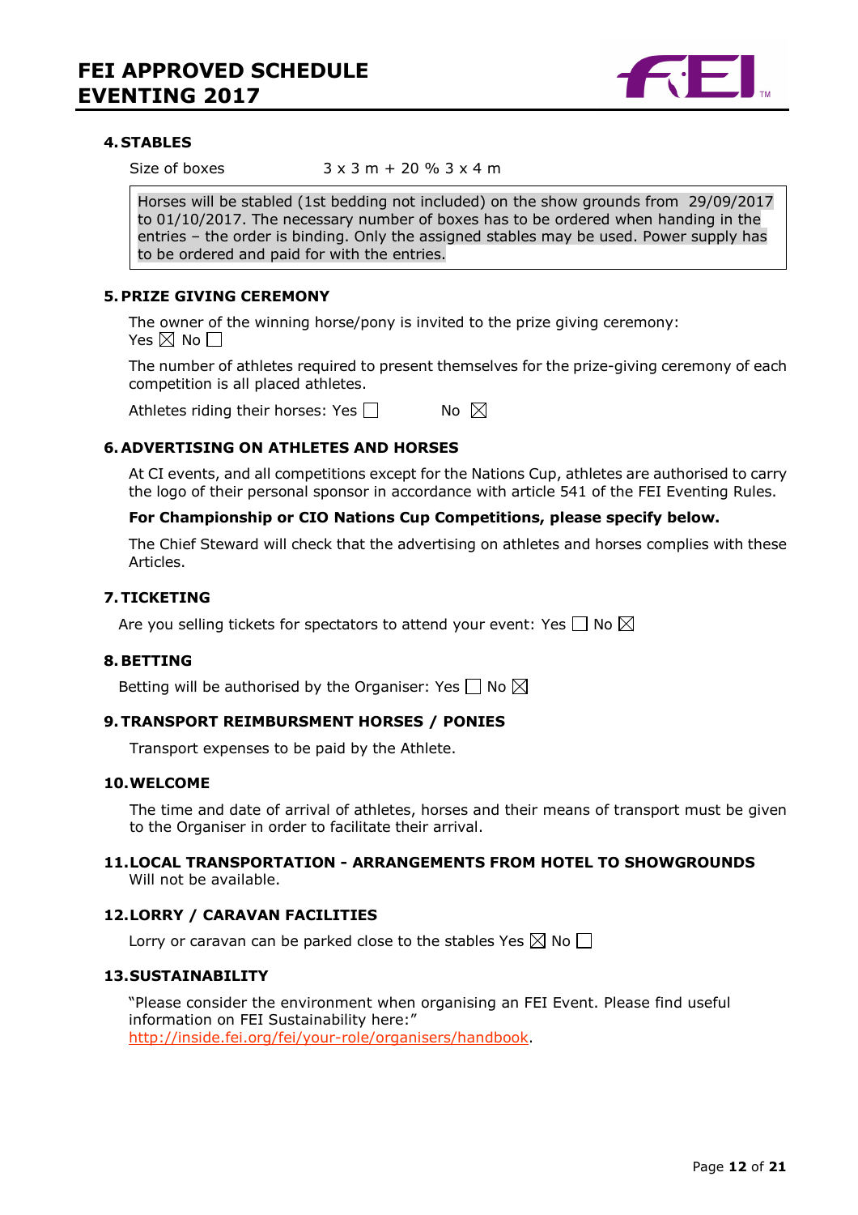## 4. STABLES

Size of boxes 3 x 3 m + 20 % 3 x 4 m

Horses will be stabled (1st bedding not included) on the show grounds from 29/09/2017 to 01/10/2017. The necessary number of boxes has to be ordered when handing in the entries – the order is binding. Only the assigned stables may be used. Power supply has to be ordered and paid for with the entries.

## 5. PRIZE GIVING CEREMONY

The owner of the winning horse/pony is invited to the prize giving ceremony:
Yes ☒ No ☐

The number of athletes required to present themselves for the prize-giving ceremony of each competition is all placed athletes.

Athletes riding their horses: Yes ☐ No ☒

## 6. ADVERTISING ON ATHLETES AND HORSES

At CI events, and all competitions except for the Nations Cup, athletes are authorised to carry the logo of their personal sponsor in accordance with article 541 of the FEI Eventing Rules.

**For Championship or CIO Nations Cup Competitions, please specify below.**

The Chief Steward will check that the advertising on athletes and horses complies with these Articles.

## 7. TICKETING

Are you selling tickets for spectators to attend your event: Yes ☐ No ☒

## 8. BETTING

Betting will be authorised by the Organiser: Yes ☐ No ☒

## 9. TRANSPORT REIMBURSMENT HORSES / PONIES

Transport expenses to be paid by the Athlete.

## 10. WELCOME

The time and date of arrival of athletes, horses and their means of transport must be given to the Organiser in order to facilitate their arrival.

## 11. LOCAL TRANSPORTATION - ARRANGEMENTS FROM HOTEL TO SHOWGROUNDS

Will not be available.

## 12. LORRY / CARAVAN FACILITIES

Lorry or caravan can be parked close to the stables Yes ☒ No ☐

## 13. SUSTAINABILITY

"Please consider the environment when organising an FEI Event. Please find useful information on FEI Sustainability here:"
http://inside.fei.org/fei/your-role/organisers/handbook.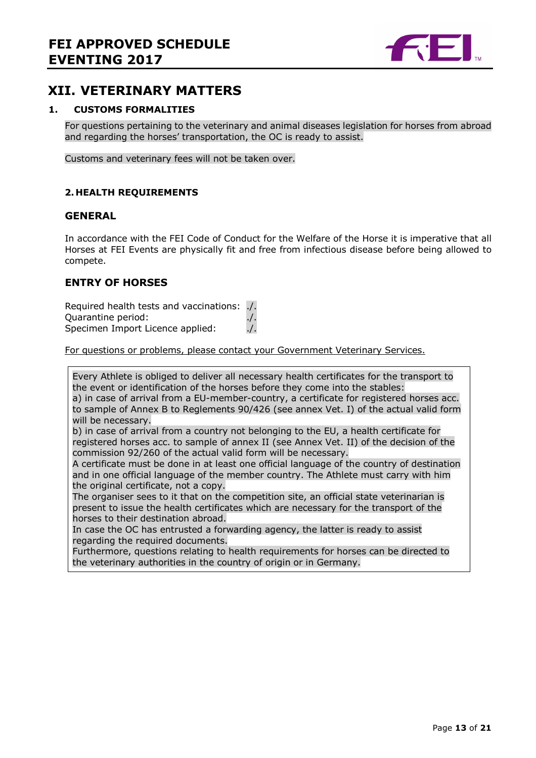# XII. VETERINARY MATTERS

## 1. CUSTOMS FORMALITIES

For questions pertaining to the veterinary and animal diseases legislation for horses from abroad and regarding the horses' transportation, the OC is ready to assist.

Customs and veterinary fees will not be taken over.

## 2. HEALTH REQUIREMENTS

### GENERAL

In accordance with the FEI Code of Conduct for the Welfare of the Horse it is imperative that all Horses at FEI Events are physically fit and free from infectious disease before being allowed to compete.

### ENTRY OF HORSES

Required health tests and vaccinations: ./.
Quarantine period: ./.
Specimen Import Licence applied: ./.

For questions or problems, please contact your Government Veterinary Services.

Every Athlete is obliged to deliver all necessary health certificates for the transport to the event or identification of the horses before they come into the stables:
a) in case of arrival from a EU-member-country, a certificate for registered horses acc. to sample of Annex B to Reglements 90/426 (see annex Vet. I) of the actual valid form will be necessary.
b) in case of arrival from a country not belonging to the EU, a health certificate for registered horses acc. to sample of annex II (see Annex Vet. II) of the decision of the commission 92/260 of the actual valid form will be necessary.
A certificate must be done in at least one official language of the country of destination and in one official language of the member country. The Athlete must carry with him the original certificate, not a copy.
The organiser sees to it that on the competition site, an official state veterinarian is present to issue the health certificates which are necessary for the transport of the horses to their destination abroad.
In case the OC has entrusted a forwarding agency, the latter is ready to assist regarding the required documents.
Furthermore, questions relating to health requirements for horses can be directed to the veterinary authorities in the country of origin or in Germany.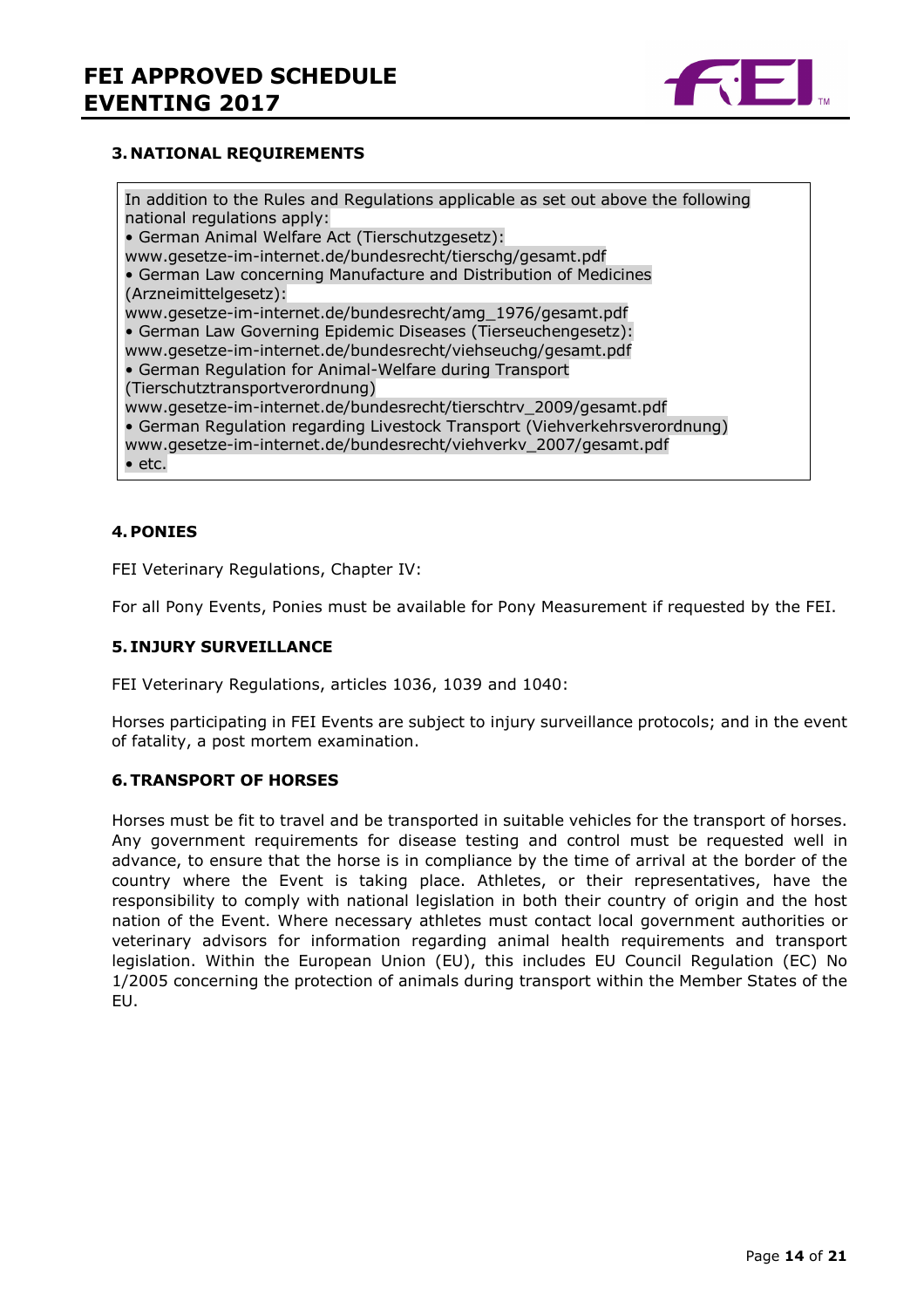### 3. NATIONAL REQUIREMENTS

In addition to the Rules and Regulations applicable as set out above the following national regulations apply:

- German Animal Welfare Act (Tierschutzgesetz): www.gesetze-im-internet.de/bundesrecht/tierschg/gesamt.pdf
- German Law concerning Manufacture and Distribution of Medicines (Arzneimittelgesetz): www.gesetze-im-internet.de/bundesrecht/amg_1976/gesamt.pdf
- German Law Governing Epidemic Diseases (Tierseuchengesetz): www.gesetze-im-internet.de/bundesrecht/viehseuchg/gesamt.pdf
- German Regulation for Animal-Welfare during Transport (Tierschutztransportverordnung) www.gesetze-im-internet.de/bundesrecht/tierschtrv_2009/gesamt.pdf
- German Regulation regarding Livestock Transport (Viehverkehrsverordnung) www.gesetze-im-internet.de/bundesrecht/viehverkv_2007/gesamt.pdf
- etc.

### 4. PONIES

FEI Veterinary Regulations, Chapter IV:

For all Pony Events, Ponies must be available for Pony Measurement if requested by the FEI.

### 5. INJURY SURVEILLANCE

FEI Veterinary Regulations, articles 1036, 1039 and 1040:

Horses participating in FEI Events are subject to injury surveillance protocols; and in the event of fatality, a post mortem examination.

### 6. TRANSPORT OF HORSES

Horses must be fit to travel and be transported in suitable vehicles for the transport of horses. Any government requirements for disease testing and control must be requested well in advance, to ensure that the horse is in compliance by the time of arrival at the border of the country where the Event is taking place. Athletes, or their representatives, have the responsibility to comply with national legislation in both their country of origin and the host nation of the Event. Where necessary athletes must contact local government authorities or veterinary advisors for information regarding animal health requirements and transport legislation. Within the European Union (EU), this includes EU Council Regulation (EC) No 1/2005 concerning the protection of animals during transport within the Member States of the EU.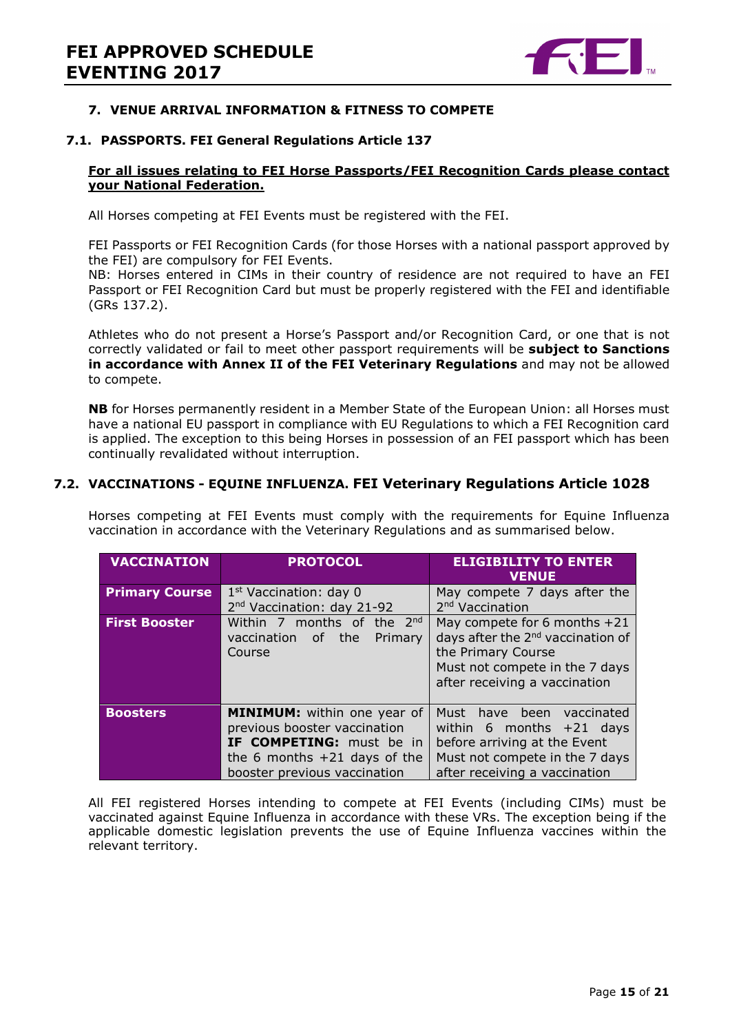## 7. VENUE ARRIVAL INFORMATION & FITNESS TO COMPETE

### 7.1. PASSPORTS. FEI General Regulations Article 137

**For all issues relating to FEI Horse Passports/FEI Recognition Cards please contact your National Federation.**

All Horses competing at FEI Events must be registered with the FEI.

FEI Passports or FEI Recognition Cards (for those Horses with a national passport approved by the FEI) are compulsory for FEI Events.
NB: Horses entered in CIMs in their country of residence are not required to have an FEI Passport or FEI Recognition Card but must be properly registered with the FEI and identifiable (GRs 137.2).

Athletes who do not present a Horse's Passport and/or Recognition Card, or one that is not correctly validated or fail to meet other passport requirements will be **subject to Sanctions in accordance with Annex II of the FEI Veterinary Regulations** and may not be allowed to compete.

**NB** for Horses permanently resident in a Member State of the European Union: all Horses must have a national EU passport in compliance with EU Regulations to which a FEI Recognition card is applied. The exception to this being Horses in possession of an FEI passport which has been continually revalidated without interruption.

### 7.2. VACCINATIONS - EQUINE INFLUENZA. FEI Veterinary Regulations Article 1028

Horses competing at FEI Events must comply with the requirements for Equine Influenza vaccination in accordance with the Veterinary Regulations and as summarised below.

| VACCINATION | PROTOCOL | ELIGIBILITY TO ENTER VENUE |
|---|---|---|
| **Primary Course** | 1st Vaccination: day 0<br>2nd Vaccination: day 21-92 | May compete 7 days after the 2nd Vaccination |
| **First Booster** | Within 7 months of the 2nd vaccination of the Primary Course | May compete for 6 months +21 days after the 2nd vaccination of the Primary Course<br>Must not compete in the 7 days after receiving a vaccination |
| **Boosters** | **MINIMUM:** within one year of previous booster vaccination<br>**IF COMPETING:** must be in the 6 months +21 days of the booster previous vaccination | Must have been vaccinated within 6 months +21 days before arriving at the Event<br>Must not compete in the 7 days after receiving a vaccination |

All FEI registered Horses intending to compete at FEI Events (including CIMs) must be vaccinated against Equine Influenza in accordance with these VRs. The exception being if the applicable domestic legislation prevents the use of Equine Influenza vaccines within the relevant territory.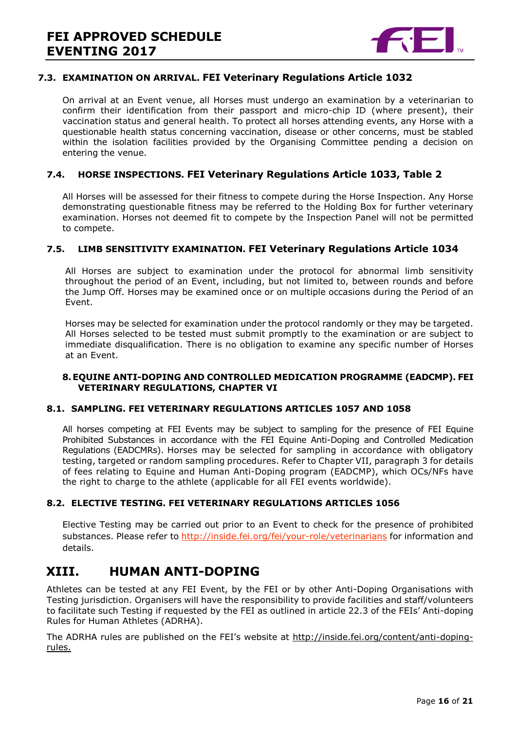### 7.3. EXAMINATION ON ARRIVAL. FEI Veterinary Regulations Article 1032

On arrival at an Event venue, all Horses must undergo an examination by a veterinarian to confirm their identification from their passport and micro-chip ID (where present), their vaccination status and general health. To protect all horses attending events, any Horse with a questionable health status concerning vaccination, disease or other concerns, must be stabled within the isolation facilities provided by the Organising Committee pending a decision on entering the venue.

### 7.4. HORSE INSPECTIONS. FEI Veterinary Regulations Article 1033, Table 2

All Horses will be assessed for their fitness to compete during the Horse Inspection. Any Horse demonstrating questionable fitness may be referred to the Holding Box for further veterinary examination. Horses not deemed fit to compete by the Inspection Panel will not be permitted to compete.

### 7.5. LIMB SENSITIVITY EXAMINATION. FEI Veterinary Regulations Article 1034

All Horses are subject to examination under the protocol for abnormal limb sensitivity throughout the period of an Event, including, but not limited to, between rounds and before the Jump Off. Horses may be examined once or on multiple occasions during the Period of an Event.

Horses may be selected for examination under the protocol randomly or they may be targeted. All Horses selected to be tested must submit promptly to the examination or are subject to immediate disqualification. There is no obligation to examine any specific number of Horses at an Event.

### 8. EQUINE ANTI-DOPING AND CONTROLLED MEDICATION PROGRAMME (EADCMP). FEI VETERINARY REGULATIONS, CHAPTER VI

### 8.1. SAMPLING. FEI VETERINARY REGULATIONS ARTICLES 1057 AND 1058

All horses competing at FEI Events may be subject to sampling for the presence of FEI Equine Prohibited Substances in accordance with the FEI Equine Anti-Doping and Controlled Medication Regulations (EADCMRs). Horses may be selected for sampling in accordance with obligatory testing, targeted or random sampling procedures. Refer to Chapter VII, paragraph 3 for details of fees relating to Equine and Human Anti-Doping program (EADCMP), which OCs/NFs have the right to charge to the athlete (applicable for all FEI events worldwide).

### 8.2. ELECTIVE TESTING. FEI VETERINARY REGULATIONS ARTICLES 1056

Elective Testing may be carried out prior to an Event to check for the presence of prohibited substances. Please refer to http://inside.fei.org/fei/your-role/veterinarians for information and details.

# XIII. HUMAN ANTI-DOPING

Athletes can be tested at any FEI Event, by the FEI or by other Anti-Doping Organisations with Testing jurisdiction. Organisers will have the responsibility to provide facilities and staff/volunteers to facilitate such Testing if requested by the FEI as outlined in article 22.3 of the FEIs' Anti-doping Rules for Human Athletes (ADRHA).

The ADRHA rules are published on the FEI's website at http://inside.fei.org/content/anti-doping-rules.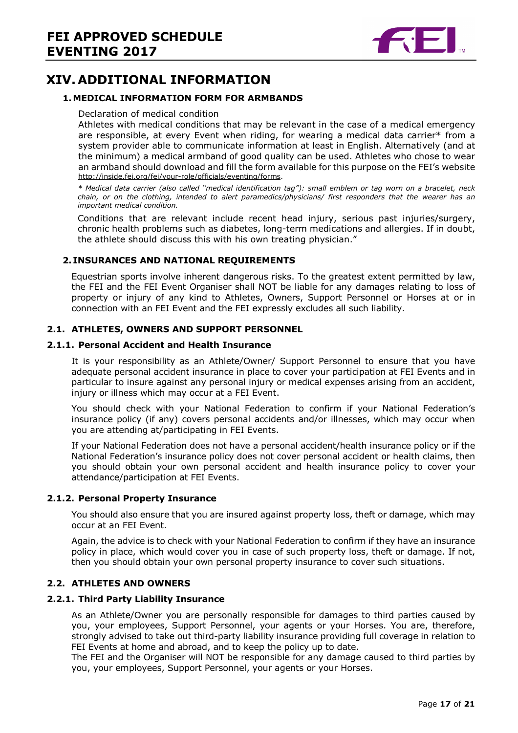# XIV. ADDITIONAL INFORMATION

## 1. MEDICAL INFORMATION FORM FOR ARMBANDS

Declaration of medical condition

Athletes with medical conditions that may be relevant in the case of a medical emergency are responsible, at every Event when riding, for wearing a medical data carrier* from a system provider able to communicate information at least in English. Alternatively (and at the minimum) a medical armband of good quality can be used. Athletes who chose to wear an armband should download and fill the form available for this purpose on the FEI's website http://inside.fei.org/fei/your-role/officials/eventing/forms.

*\* Medical data carrier (also called "medical identification tag"): small emblem or tag worn on a bracelet, neck chain, or on the clothing, intended to alert paramedics/physicians/ first responders that the wearer has an important medical condition.*

Conditions that are relevant include recent head injury, serious past injuries/surgery, chronic health problems such as diabetes, long-term medications and allergies. If in doubt, the athlete should discuss this with his own treating physician."

## 2. INSURANCES AND NATIONAL REQUIREMENTS

Equestrian sports involve inherent dangerous risks. To the greatest extent permitted by law, the FEI and the FEI Event Organiser shall NOT be liable for any damages relating to loss of property or injury of any kind to Athletes, Owners, Support Personnel or Horses at or in connection with an FEI Event and the FEI expressly excludes all such liability.

### 2.1. ATHLETES, OWNERS AND SUPPORT PERSONNEL

#### 2.1.1. Personal Accident and Health Insurance

It is your responsibility as an Athlete/Owner/ Support Personnel to ensure that you have adequate personal accident insurance in place to cover your participation at FEI Events and in particular to insure against any personal injury or medical expenses arising from an accident, injury or illness which may occur at a FEI Event.

You should check with your National Federation to confirm if your National Federation's insurance policy (if any) covers personal accidents and/or illnesses, which may occur when you are attending at/participating in FEI Events.

If your National Federation does not have a personal accident/health insurance policy or if the National Federation's insurance policy does not cover personal accident or health claims, then you should obtain your own personal accident and health insurance policy to cover your attendance/participation at FEI Events.

#### 2.1.2. Personal Property Insurance

You should also ensure that you are insured against property loss, theft or damage, which may occur at an FEI Event.

Again, the advice is to check with your National Federation to confirm if they have an insurance policy in place, which would cover you in case of such property loss, theft or damage. If not, then you should obtain your own personal property insurance to cover such situations.

### 2.2. ATHLETES AND OWNERS

#### 2.2.1. Third Party Liability Insurance

As an Athlete/Owner you are personally responsible for damages to third parties caused by you, your employees, Support Personnel, your agents or your Horses. You are, therefore, strongly advised to take out third-party liability insurance providing full coverage in relation to FEI Events at home and abroad, and to keep the policy up to date.

The FEI and the Organiser will NOT be responsible for any damage caused to third parties by you, your employees, Support Personnel, your agents or your Horses.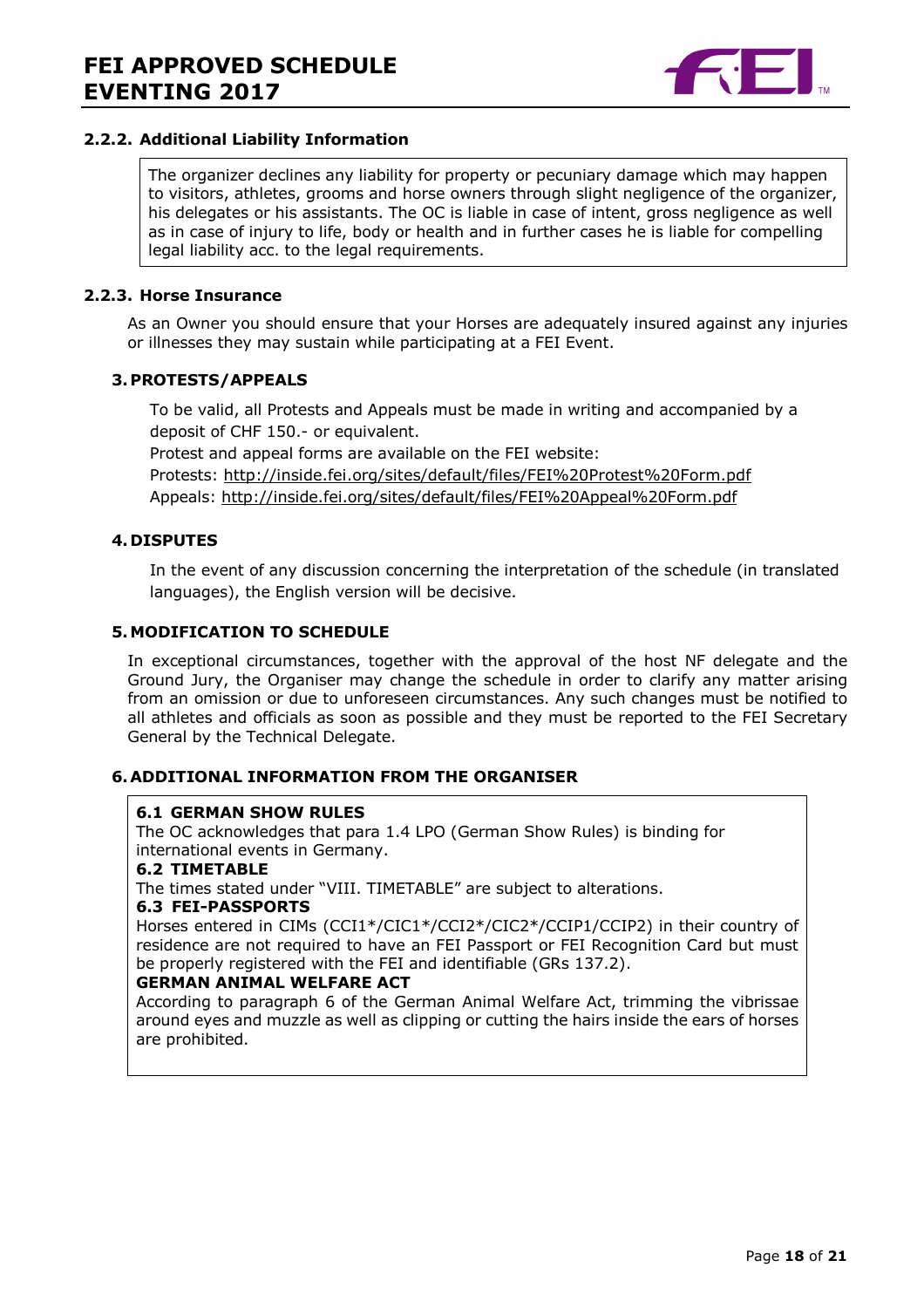### 2.2.2. Additional Liability Information

The organizer declines any liability for property or pecuniary damage which may happen to visitors, athletes, grooms and horse owners through slight negligence of the organizer, his delegates or his assistants. The OC is liable in case of intent, gross negligence as well as in case of injury to life, body or health and in further cases he is liable for compelling legal liability acc. to the legal requirements.

### 2.2.3. Horse Insurance

As an Owner you should ensure that your Horses are adequately insured against any injuries or illnesses they may sustain while participating at a FEI Event.

## 3. PROTESTS/APPEALS

To be valid, all Protests and Appeals must be made in writing and accompanied by a deposit of CHF 150.- or equivalent.

Protest and appeal forms are available on the FEI website:

Protests: http://inside.fei.org/sites/default/files/FEI%20Protest%20Form.pdf

Appeals: http://inside.fei.org/sites/default/files/FEI%20Appeal%20Form.pdf

## 4. DISPUTES

In the event of any discussion concerning the interpretation of the schedule (in translated languages), the English version will be decisive.

## 5. MODIFICATION TO SCHEDULE

In exceptional circumstances, together with the approval of the host NF delegate and the Ground Jury, the Organiser may change the schedule in order to clarify any matter arising from an omission or due to unforeseen circumstances. Any such changes must be notified to all athletes and officials as soon as possible and they must be reported to the FEI Secretary General by the Technical Delegate.

## 6. ADDITIONAL INFORMATION FROM THE ORGANISER

**6.1 GERMAN SHOW RULES**

The OC acknowledges that para 1.4 LPO (German Show Rules) is binding for international events in Germany.

**6.2 TIMETABLE**

The times stated under "VIII. TIMETABLE" are subject to alterations.

**6.3 FEI-PASSPORTS**

Horses entered in CIMs (CCI1*/CIC1*/CCI2*/CIC2*/CCIP1/CCIP2) in their country of residence are not required to have an FEI Passport or FEI Recognition Card but must be properly registered with the FEI and identifiable (GRs 137.2).

**GERMAN ANIMAL WELFARE ACT**

According to paragraph 6 of the German Animal Welfare Act, trimming the vibrissae around eyes and muzzle as well as clipping or cutting the hairs inside the ears of horses are prohibited.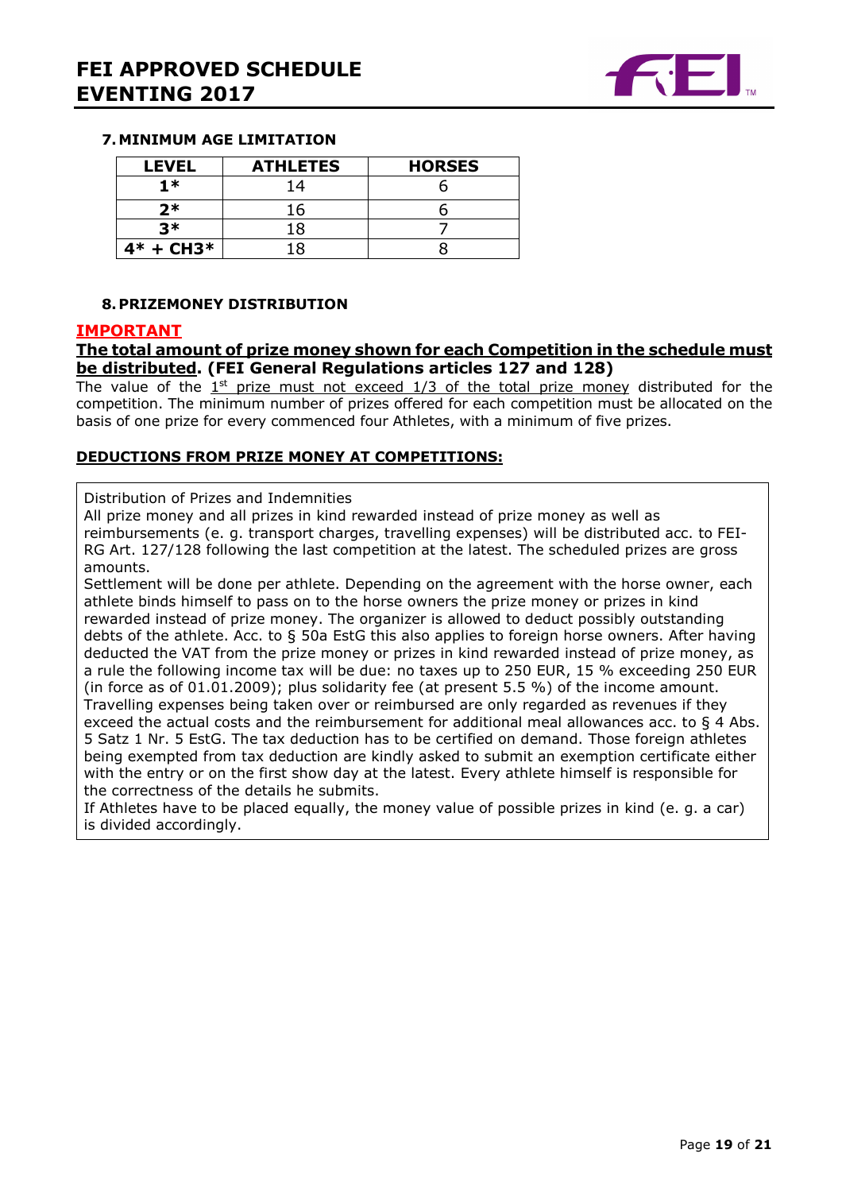## 7. MINIMUM AGE LIMITATION

| LEVEL | ATHLETES | HORSES |
|---|---|---|
| 1* | 14 | 6 |
| 2* | 16 | 6 |
| 3* | 18 | 7 |
| 4* + CH3* | 18 | 8 |

## 8. PRIZEMONEY DISTRIBUTION

**IMPORTANT**

**The total amount of prize money shown for each Competition in the schedule must be distributed. (FEI General Regulations articles 127 and 128)**

The value of the 1st prize must not exceed 1/3 of the total prize money distributed for the competition. The minimum number of prizes offered for each competition must be allocated on the basis of one prize for every commenced four Athletes, with a minimum of five prizes.

**DEDUCTIONS FROM PRIZE MONEY AT COMPETITIONS:**

Distribution of Prizes and Indemnities

All prize money and all prizes in kind rewarded instead of prize money as well as reimbursements (e. g. transport charges, travelling expenses) will be distributed acc. to FEI-RG Art. 127/128 following the last competition at the latest. The scheduled prizes are gross amounts.

Settlement will be done per athlete. Depending on the agreement with the horse owner, each athlete binds himself to pass on to the horse owners the prize money or prizes in kind rewarded instead of prize money. The organizer is allowed to deduct possibly outstanding debts of the athlete. Acc. to § 50a EstG this also applies to foreign horse owners. After having deducted the VAT from the prize money or prizes in kind rewarded instead of prize money, as a rule the following income tax will be due: no taxes up to 250 EUR, 15 % exceeding 250 EUR (in force as of 01.01.2009); plus solidarity fee (at present 5.5 %) of the income amount.

Travelling expenses being taken over or reimbursed are only regarded as revenues if they exceed the actual costs and the reimbursement for additional meal allowances acc. to § 4 Abs. 5 Satz 1 Nr. 5 EstG. The tax deduction has to be certified on demand. Those foreign athletes being exempted from tax deduction are kindly asked to submit an exemption certificate either with the entry or on the first show day at the latest. Every athlete himself is responsible for the correctness of the details he submits.

If Athletes have to be placed equally, the money value of possible prizes in kind (e. g. a car) is divided accordingly.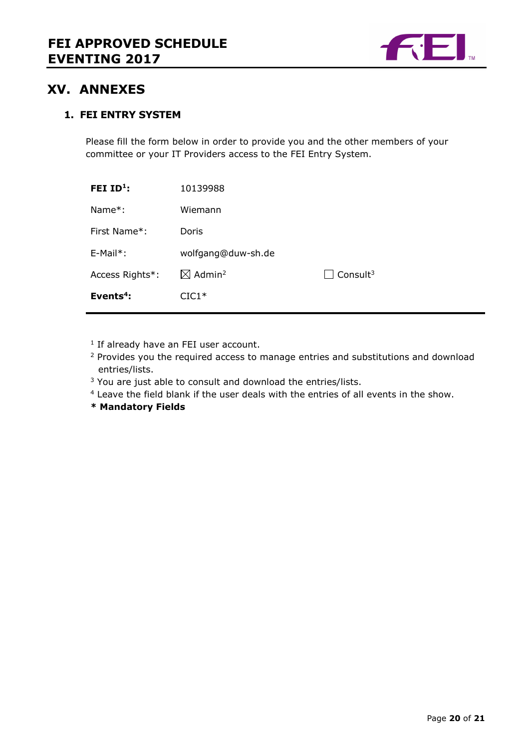# XV. ANNEXES

## 1. FEI ENTRY SYSTEM

Please fill the form below in order to provide you and the other members of your committee or your IT Providers access to the FEI Entry System.

| | | |
|---|---|---|
| **FEI ID[1]:** | 10139988 | |
| Name*: | Wiemann | |
| First Name*: | Doris | |
| E-Mail*: | wolfgang@duw-sh.de | |
| Access Rights*: | ☒ Admin[2] | ☐ Consult[3] |
| **Events[4]:** | CIC1* | |

[1] If already have an FEI user account.
[2] Provides you the required access to manage entries and substitutions and download entries/lists.
[3] You are just able to consult and download the entries/lists.
[4] Leave the field blank if the user deals with the entries of all events in the show.
**\* Mandatory Fields**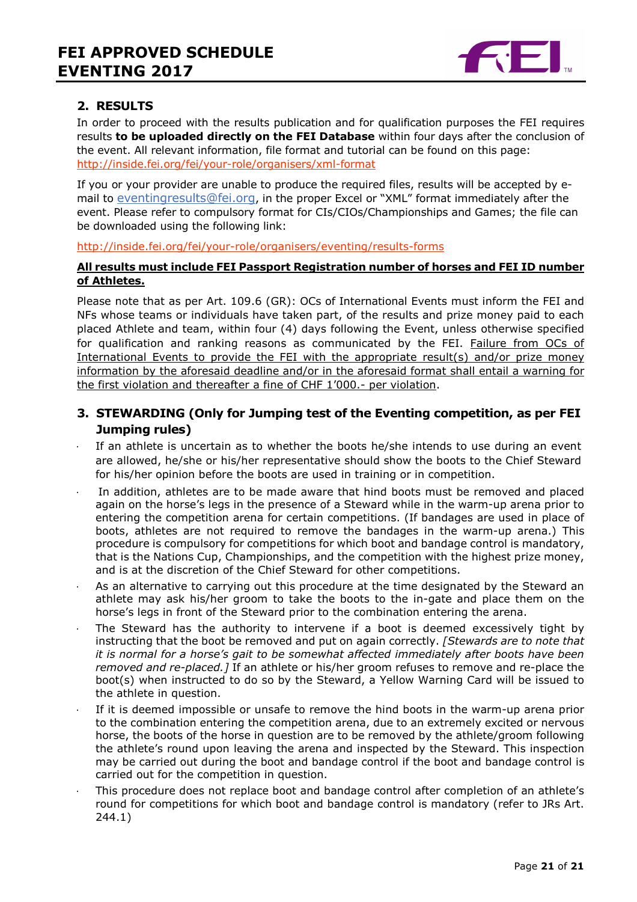## 2. RESULTS

In order to proceed with the results publication and for qualification purposes the FEI requires results **to be uploaded directly on the FEI Database** within four days after the conclusion of the event. All relevant information, file format and tutorial can be found on this page: http://inside.fei.org/fei/your-role/organisers/xml-format

If you or your provider are unable to produce the required files, results will be accepted by e-mail to eventingresults@fei.org, in the proper Excel or "XML" format immediately after the event. Please refer to compulsory format for CIs/CIOs/Championships and Games; the file can be downloaded using the following link:

http://inside.fei.org/fei/your-role/organisers/eventing/results-forms

**All results must include FEI Passport Registration number of horses and FEI ID number of Athletes.**

Please note that as per Art. 109.6 (GR): OCs of International Events must inform the FEI and NFs whose teams or individuals have taken part, of the results and prize money paid to each placed Athlete and team, within four (4) days following the Event, unless otherwise specified for qualification and ranking reasons as communicated by the FEI. Failure from OCs of International Events to provide the FEI with the appropriate result(s) and/or prize money information by the aforesaid deadline and/or in the aforesaid format shall entail a warning for the first violation and thereafter a fine of CHF 1'000.- per violation.

## 3. STEWARDING (Only for Jumping test of the Eventing competition, as per FEI Jumping rules)

- If an athlete is uncertain as to whether the boots he/she intends to use during an event are allowed, he/she or his/her representative should show the boots to the Chief Steward for his/her opinion before the boots are used in training or in competition.
- In addition, athletes are to be made aware that hind boots must be removed and placed again on the horse's legs in the presence of a Steward while in the warm-up arena prior to entering the competition arena for certain competitions. (If bandages are used in place of boots, athletes are not required to remove the bandages in the warm-up arena.) This procedure is compulsory for competitions for which boot and bandage control is mandatory, that is the Nations Cup, Championships, and the competition with the highest prize money, and is at the discretion of the Chief Steward for other competitions.
- As an alternative to carrying out this procedure at the time designated by the Steward an athlete may ask his/her groom to take the boots to the in-gate and place them on the horse's legs in front of the Steward prior to the combination entering the arena.
- The Steward has the authority to intervene if a boot is deemed excessively tight by instructing that the boot be removed and put on again correctly. *[Stewards are to note that it is normal for a horse's gait to be somewhat affected immediately after boots have been removed and re-placed.]* If an athlete or his/her groom refuses to remove and re-place the boot(s) when instructed to do so by the Steward, a Yellow Warning Card will be issued to the athlete in question.
- If it is deemed impossible or unsafe to remove the hind boots in the warm-up arena prior to the combination entering the competition arena, due to an extremely excited or nervous horse, the boots of the horse in question are to be removed by the athlete/groom following the athlete's round upon leaving the arena and inspected by the Steward. This inspection may be carried out during the boot and bandage control if the boot and bandage control is carried out for the competition in question.
- This procedure does not replace boot and bandage control after completion of an athlete's round for competitions for which boot and bandage control is mandatory (refer to JRs Art. 244.1)